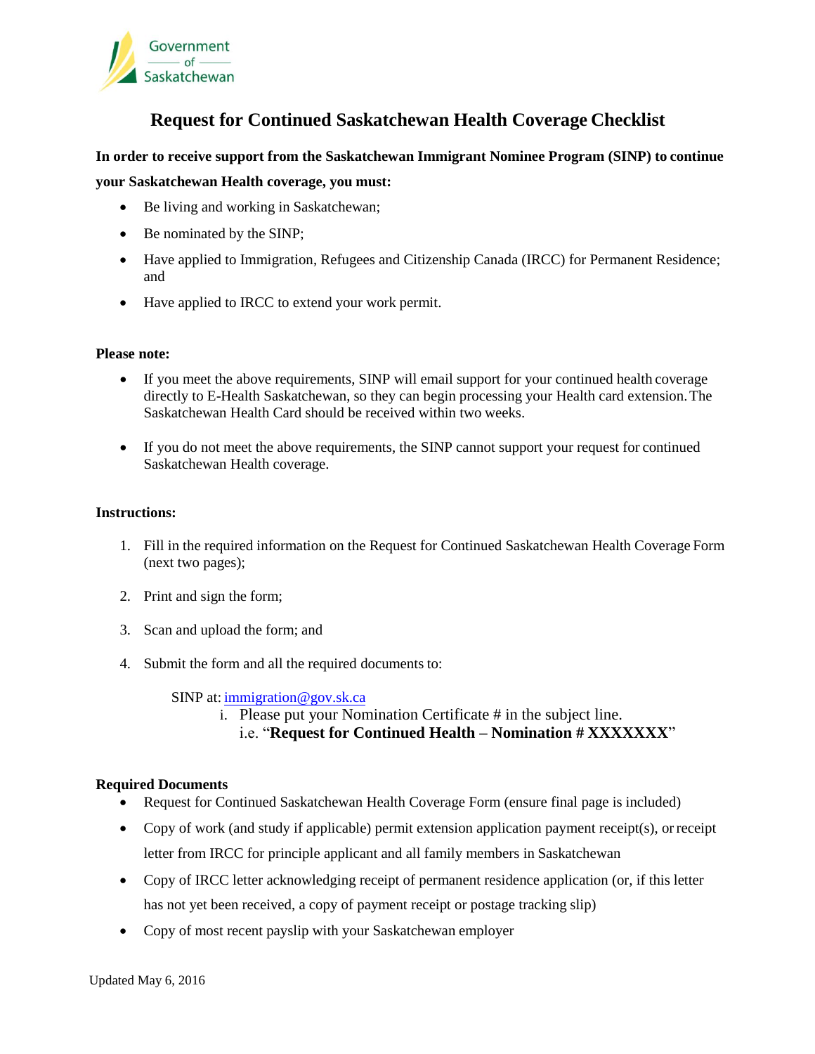Government of Saskatchewan

# Request for Continued Saskatchewan Health Coverage Checklist

**In order to receive support from the Saskatchewan Immigrant Nominee Program (SINP) to continue your Saskatchewan Health coverage, you must:**

- Be living and working in Saskatchewan;
- Be nominated by the SINP;
- Have applied to Immigration, Refugees and Citizenship Canada (IRCC) for Permanent Residence; and
- Have applied to IRCC to extend your work permit.

**Please note:**

- If you meet the above requirements, SINP will email support for your continued health coverage directly to E-Health Saskatchewan, so they can begin processing your Health card extension. The Saskatchewan Health Card should be received within two weeks.
- If you do not meet the above requirements, the SINP cannot support your request for continued Saskatchewan Health coverage.

**Instructions:**

1. Fill in the required information on the Request for Continued Saskatchewan Health Coverage Form (next two pages);
2. Print and sign the form;
3. Scan and upload the form; and
4. Submit the form and all the required documents to:

   SINP at: immigration@gov.sk.ca

   i. Please put your Nomination Certificate # in the subject line.
      i.e. "**Request for Continued Health – Nomination # XXXXXXX**"

**Required Documents**

- Request for Continued Saskatchewan Health Coverage Form (ensure final page is included)
- Copy of work (and study if applicable) permit extension application payment receipt(s), or receipt letter from IRCC for principle applicant and all family members in Saskatchewan
- Copy of IRCC letter acknowledging receipt of permanent residence application (or, if this letter has not yet been received, a copy of payment receipt or postage tracking slip)
- Copy of most recent payslip with your Saskatchewan employer

Updated May 6, 2016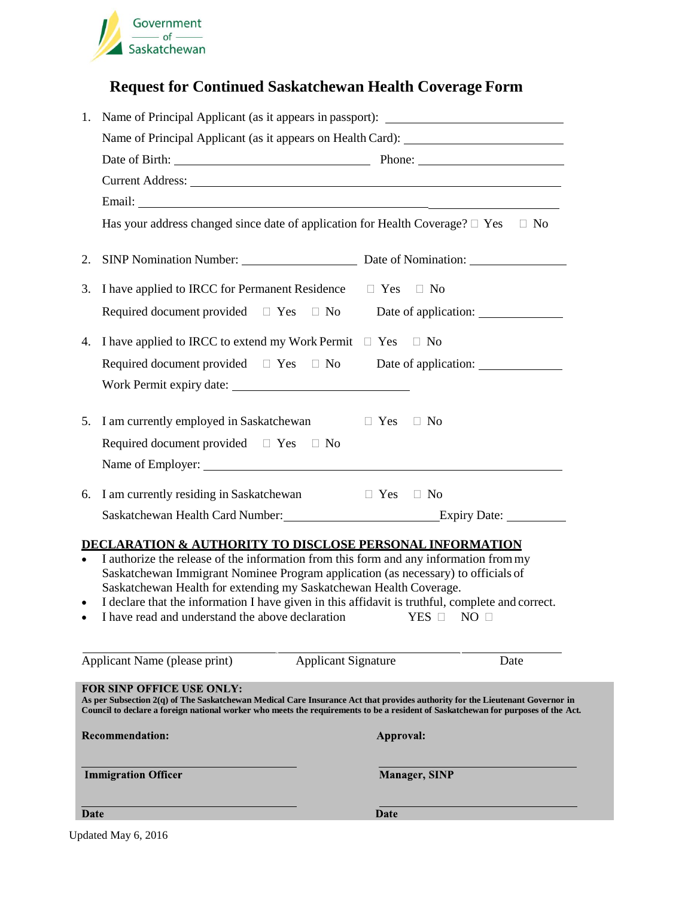Government of Saskatchewan

# Request for Continued Saskatchewan Health Coverage Form

1. Name of Principal Applicant (as it appears in passport): ____________________

   Name of Principal Applicant (as it appears on Health Card): ____________________

   Date of Birth: ____________________ Phone: ____________________

   Current Address: ____________________

   Email: ____________________

   Has your address changed since date of application for Health Coverage? ☐ Yes ☐ No

2. SINP Nomination Number: ____________________ Date of Nomination: ____________________

3. I have applied to IRCC for Permanent Residence ☐ Yes ☐ No

   Required document provided ☐ Yes ☐ No Date of application: ____________________

4. I have applied to IRCC to extend my Work Permit ☐ Yes ☐ No

   Required document provided ☐ Yes ☐ No Date of application: ____________________

   Work Permit expiry date: ____________________

5. I am currently employed in Saskatchewan ☐ Yes ☐ No

   Required document provided ☐ Yes ☐ No

   Name of Employer: ____________________

6. I am currently residing in Saskatchewan ☐ Yes ☐ No

   Saskatchewan Health Card Number: ____________________ Expiry Date: ____________________

## DECLARATION & AUTHORITY TO DISCLOSE PERSONAL INFORMATION

- I authorize the release of the information from this form and any information from my Saskatchewan Immigrant Nominee Program application (as necessary) to officials of Saskatchewan Health for extending my Saskatchewan Health Coverage.
- I declare that the information I have given in this affidavit is truthful, complete and correct.
- I have read and understand the above declaration YES ☐ NO ☐

____________________ ____________________ ____________________

Applicant Name (please print) Applicant Signature Date

**FOR SINP OFFICE USE ONLY:**

**As per Subsection 2(q) of The Saskatchewan Medical Care Insurance Act that provides authority for the Lieutenant Governor in Council to declare a foreign national worker who meets the requirements to be a resident of Saskatchewan for purposes of the Act.**

**Recommendation:** **Approval:**

____________________ ____________________

**Immigration Officer** **Manager, SINP**

____________________ ____________________

**Date** **Date**

Updated May 6, 2016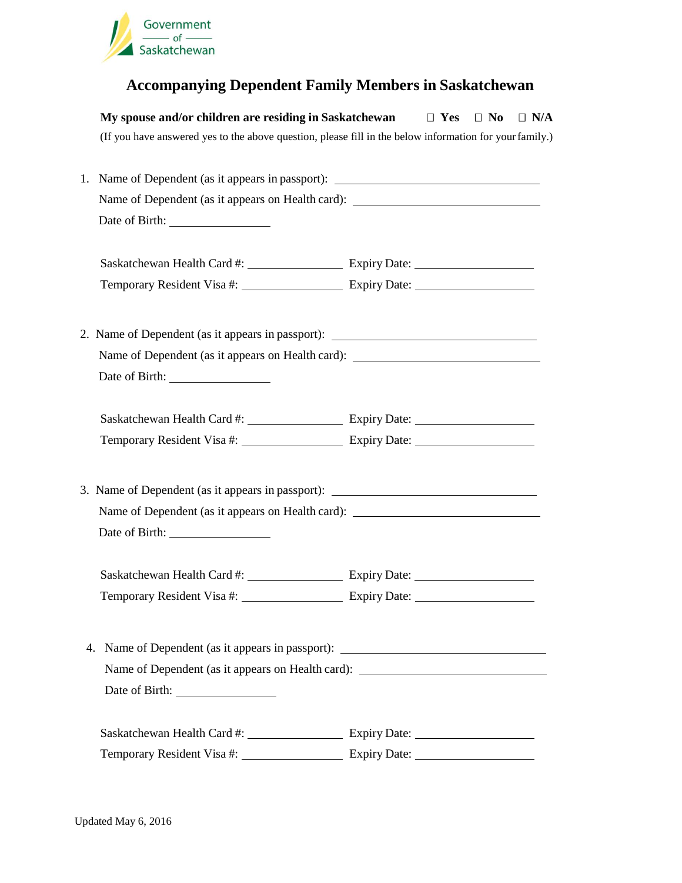Government of Saskatchewan

# Accompanying Dependent Family Members in Saskatchewan

**My spouse and/or children are residing in Saskatchewan** ☐ **Yes** ☐ **No** ☐ **N/A**

(If you have answered yes to the above question, please fill in the below information for your family.)

1. Name of Dependent (as it appears in passport): ______________________

   Name of Dependent (as it appears on Health card): ______________________

   Date of Birth: ____________

   Saskatchewan Health Card #: ____________ Expiry Date: ____________

   Temporary Resident Visa #: ____________ Expiry Date: ____________

2. Name of Dependent (as it appears in passport): ______________________

   Name of Dependent (as it appears on Health card): ______________________

   Date of Birth: ____________

   Saskatchewan Health Card #: ____________ Expiry Date: ____________

   Temporary Resident Visa #: ____________ Expiry Date: ____________

3. Name of Dependent (as it appears in passport): ______________________

   Name of Dependent (as it appears on Health card): ______________________

   Date of Birth: ____________

   Saskatchewan Health Card #: ____________ Expiry Date: ____________

   Temporary Resident Visa #: ____________ Expiry Date: ____________

4. Name of Dependent (as it appears in passport): ______________________

   Name of Dependent (as it appears on Health card): ______________________

   Date of Birth: ____________

   Saskatchewan Health Card #: ____________ Expiry Date: ____________

   Temporary Resident Visa #: ____________ Expiry Date: ____________

Updated May 6, 2016